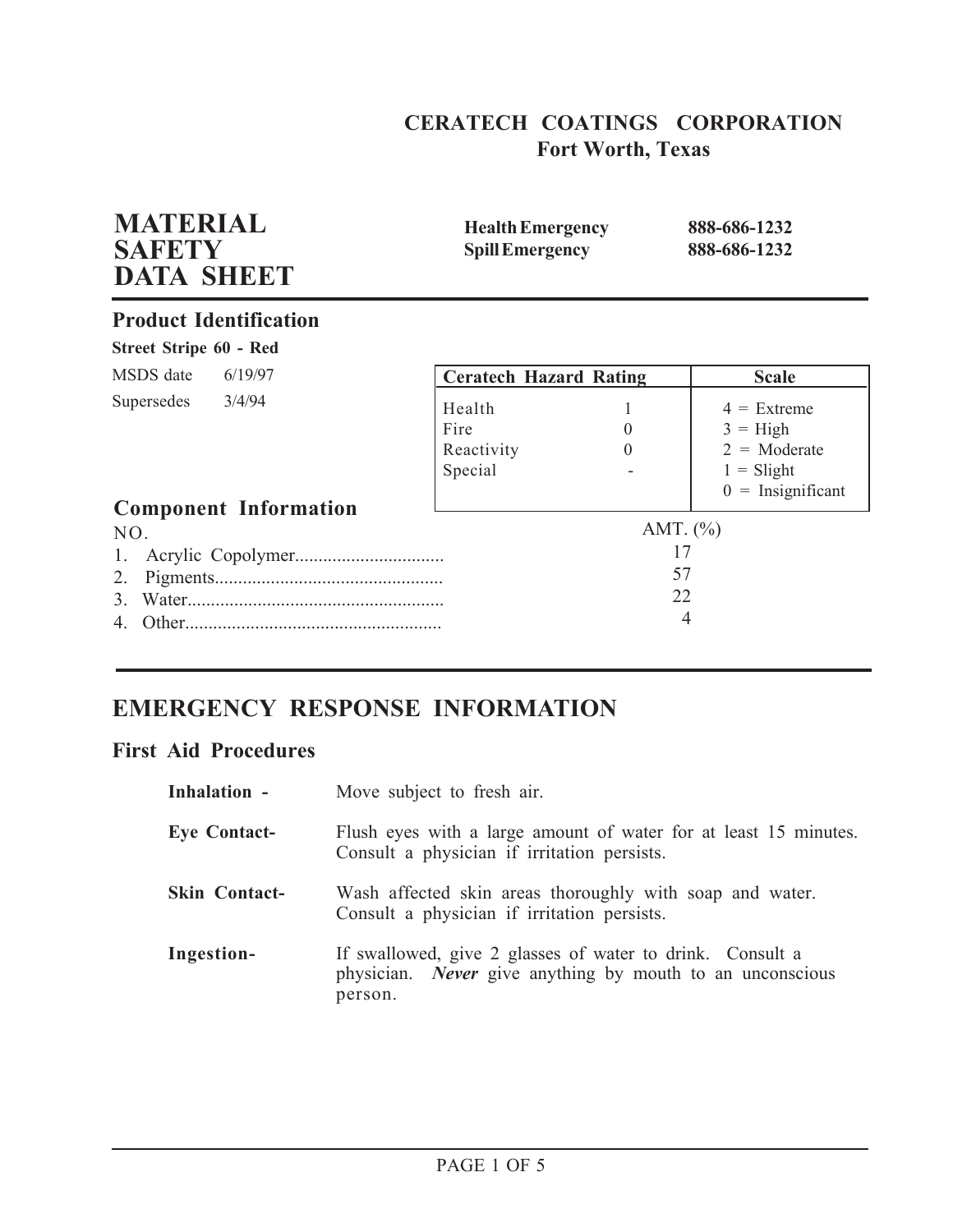**CERATECH COATINGS CORPORATION**
**Fort Worth, Texas**

# MATERIAL SAFETY DATA SHEET

| | |
|---|---|
| **Health Emergency** | **888-686-1232** |
| **Spill Emergency** | **888-686-1232** |

## Product Identification

**Street Stripe 60 - Red**

MSDS date 6/19/97

Supersedes 3/4/94

| Ceratech Hazard Rating | | Scale |
|---|---|---|
| Health | 1 | 4 = Extreme |
| Fire | 0 | 3 = High |
| Reactivity | 0 | 2 = Moderate |
| Special | - | 1 = Slight |
| | | 0 = Insignificant |

## Component Information

| NO. | | AMT. (%) |
|---|---|---|
| 1. | Acrylic Copolymer | 17 |
| 2. | Pigments | 57 |
| 3. | Water | 22 |
| 4. | Other | 4 |

# EMERGENCY RESPONSE INFORMATION

## First Aid Procedures

**Inhalation -** Move subject to fresh air.

**Eye Contact-** Flush eyes with a large amount of water for at least 15 minutes. Consult a physician if irritation persists.

**Skin Contact-** Wash affected skin areas thoroughly with soap and water. Consult a physician if irritation persists.

**Ingestion-** If swallowed, give 2 glasses of water to drink. Consult a physician. ***Never*** give anything by mouth to an unconscious person.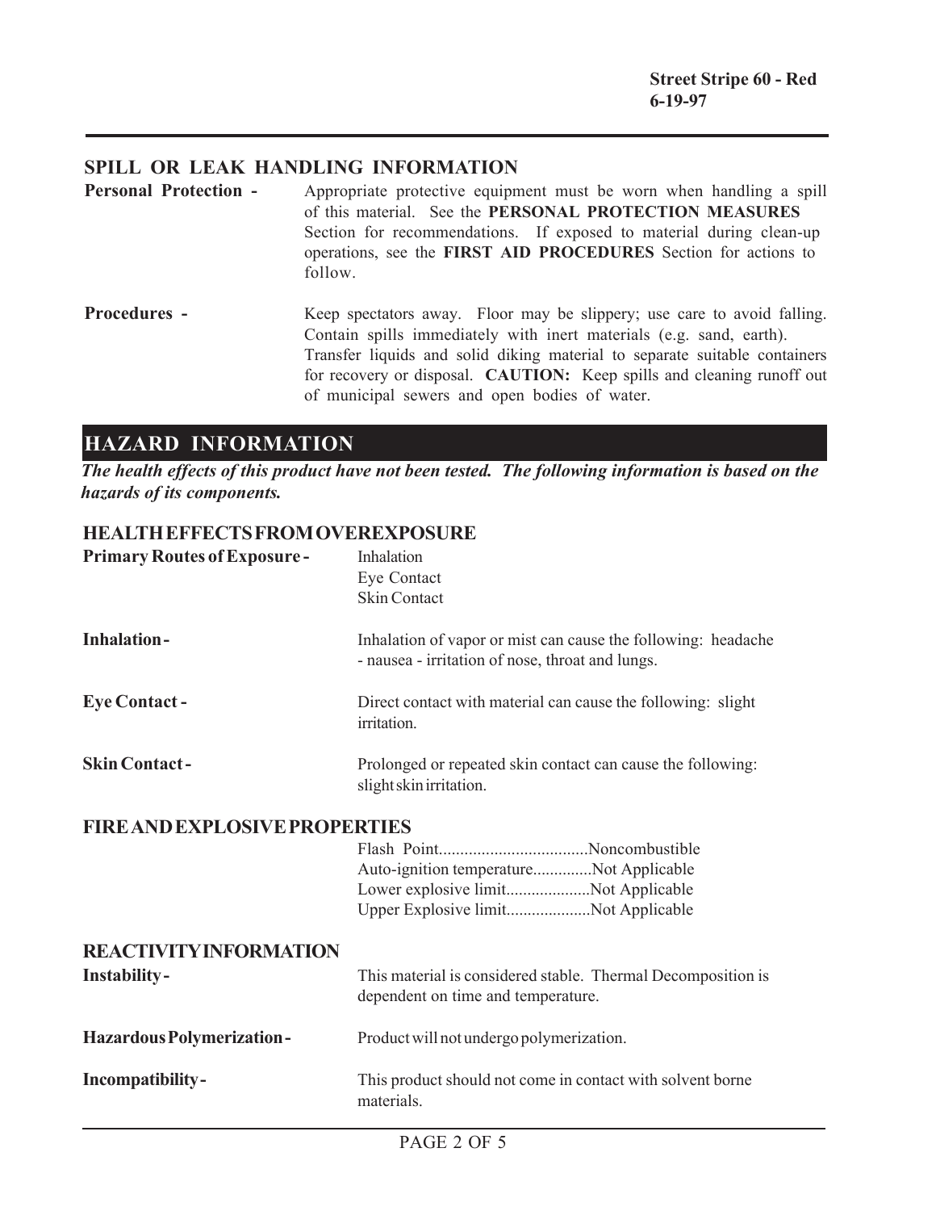## SPILL OR LEAK HANDLING INFORMATION

**Personal Protection -** Appropriate protective equipment must be worn when handling a spill of this material. See the **PERSONAL PROTECTION MEASURES** Section for recommendations. If exposed to material during clean-up operations, see the **FIRST AID PROCEDURES** Section for actions to follow.

**Procedures -** Keep spectators away. Floor may be slippery; use care to avoid falling. Contain spills immediately with inert materials (e.g. sand, earth). Transfer liquids and solid diking material to separate suitable containers for recovery or disposal. **CAUTION:** Keep spills and cleaning runoff out of municipal sewers and open bodies of water.

# HAZARD INFORMATION

***The health effects of this product have not been tested. The following information is based on the hazards of its components.***

## HEALTH EFFECTS FROM OVEREXPOSURE

**Primary Routes of Exposure -** Inhalation
Eye Contact
Skin Contact

**Inhalation -** Inhalation of vapor or mist can cause the following: headache - nausea - irritation of nose, throat and lungs.

**Eye Contact -** Direct contact with material can cause the following: slight irritation.

**Skin Contact -** Prolonged or repeated skin contact can cause the following: slight skin irritation.

## FIRE AND EXPLOSIVE PROPERTIES

Flash Point..................................Noncombustible
Auto-ignition temperature.............Not Applicable
Lower explosive limit...................Not Applicable
Upper Explosive limit...................Not Applicable

## REACTIVITY INFORMATION

**Instability -** This material is considered stable. Thermal Decomposition is dependent on time and temperature.

**Hazardous Polymerization -** Product will not undergo polymerization.

**Incompatibility -** This product should not come in contact with solvent borne materials.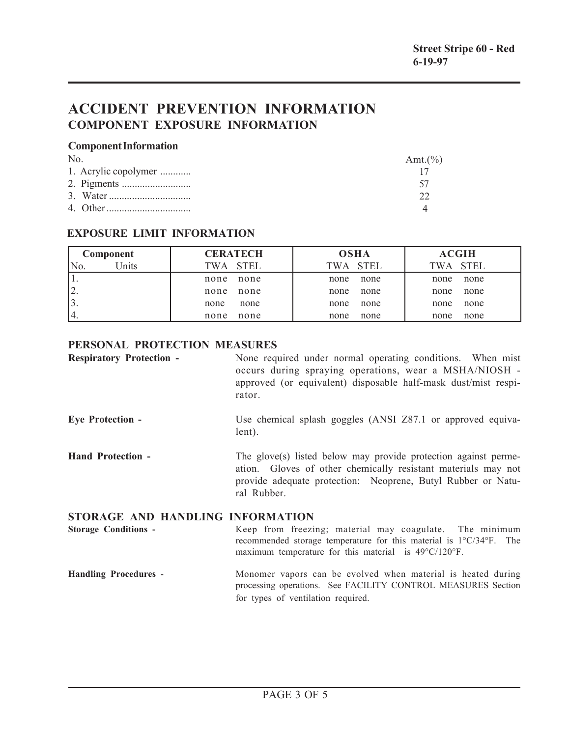# ACCIDENT PREVENTION INFORMATION

## COMPONENT EXPOSURE INFORMATION

### Component Information

| No. | Amt.(%) |
|---|---|
| 1. Acrylic copolymer ............ | 17 |
| 2. Pigments ........................... | 57 |
| 3. Water ................................ | 22 |
| 4. Other ................................. | 4 |

### EXPOSURE LIMIT INFORMATION

| Component | | CERATECH | | OSHA | | ACGIH | |
|---|---|---|---|---|---|---|---|
| No. | Units | TWA | STEL | TWA | STEL | TWA | STEL |
| 1. | | none | none | none | none | none | none |
| 2. | | none | none | none | none | none | none |
| 3. | | none | none | none | none | none | none |
| 4. | | none | none | none | none | none | none |

### PERSONAL PROTECTION MEASURES

**Respiratory Protection -** None required under normal operating conditions. When mist occurs during spraying operations, wear a MSHA/NIOSH - approved (or equivalent) disposable half-mask dust/mist respirator.

**Eye Protection -** Use chemical splash goggles (ANSI Z87.1 or approved equivalent).

**Hand Protection -** The glove(s) listed below may provide protection against permeation. Gloves of other chemically resistant materials may not provide adequate protection: Neoprene, Butyl Rubber or Natural Rubber.

### STORAGE AND HANDLING INFORMATION

**Storage Conditions -** Keep from freezing; material may coagulate. The minimum recommended storage temperature for this material is 1°C/34°F. The maximum temperature for this material is 49°C/120°F.

**Handling Procedures** - Monomer vapors can be evolved when material is heated during processing operations. See FACILITY CONTROL MEASURES Section for types of ventilation required.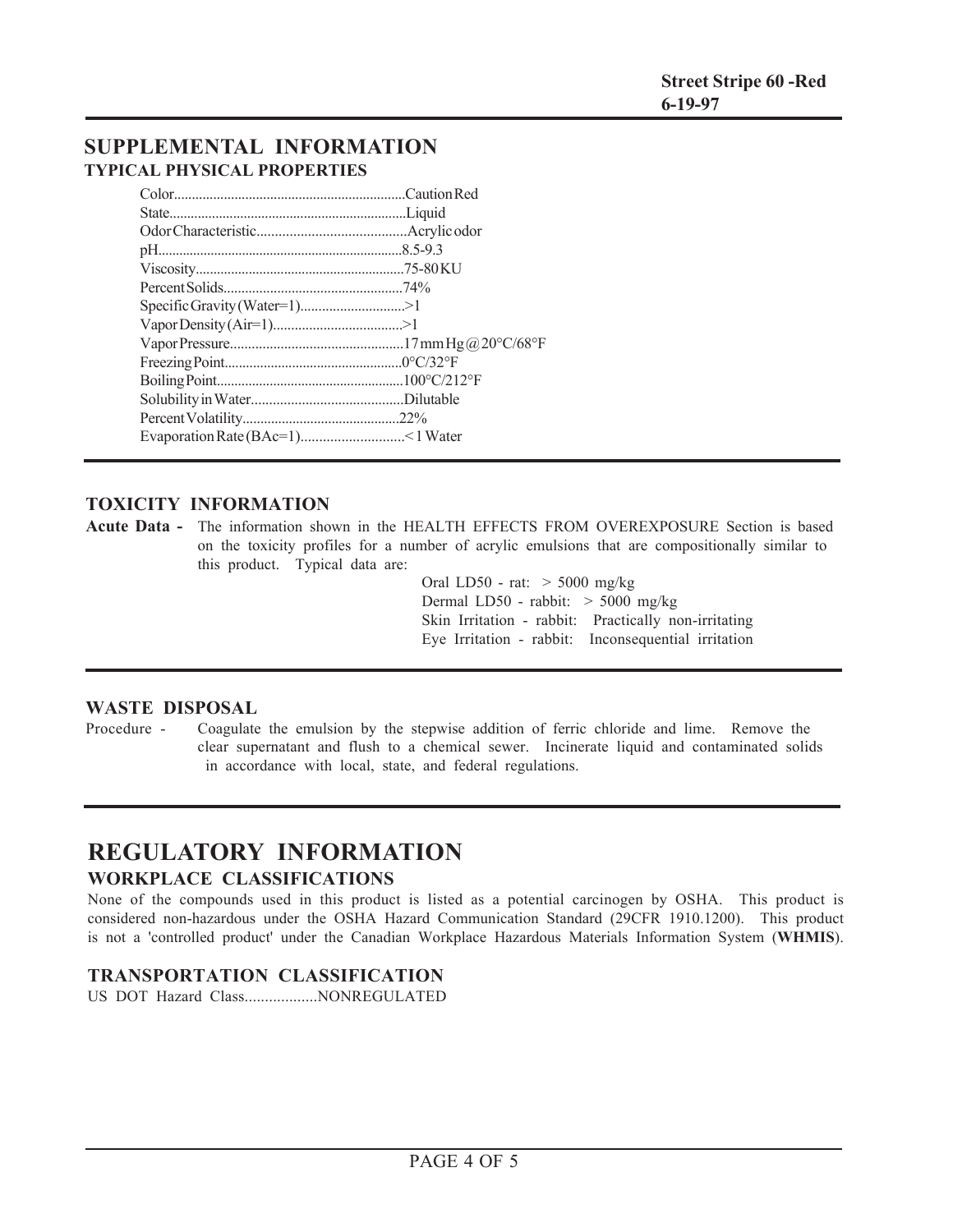## SUPPLEMENTAL INFORMATION

### TYPICAL PHYSICAL PROPERTIES

Color................................................................Caution Red
State..................................................................Liquid
Odor Characteristic.........................................Acrylic odor
pH....................................................................8.5-9.3
Viscosity..........................................................75-80 KU
Percent Solids.................................................74%
Specific Gravity (Water=1)............................>1
Vapor Density (Air=1)...................................>1
Vapor Pressure................................................17 mm Hg @ 20°C/68°F
Freezing Point.................................................0°C/32°F
Boiling Point....................................................100°C/212°F
Solubility in Water..........................................Dilutable
Percent Volatility...........................................22%
Evaporation Rate (BAc=1)............................< 1 Water

### TOXICITY INFORMATION

**Acute Data -** The information shown in the HEALTH EFFECTS FROM OVEREXPOSURE Section is based on the toxicity profiles for a number of acrylic emulsions that are compositionally similar to this product. Typical data are:

Oral LD50 - rat: > 5000 mg/kg
Dermal LD50 - rabbit: > 5000 mg/kg
Skin Irritation - rabbit: Practically non-irritating
Eye Irritation - rabbit: Inconsequential irritation

### WASTE DISPOSAL

Procedure - Coagulate the emulsion by the stepwise addition of ferric chloride and lime. Remove the clear supernatant and flush to a chemical sewer. Incinerate liquid and contaminated solids in accordance with local, state, and federal regulations.

## REGULATORY INFORMATION

### WORKPLACE CLASSIFICATIONS

None of the compounds used in this product is listed as a potential carcinogen by OSHA. This product is considered non-hazardous under the OSHA Hazard Communication Standard (29CFR 1910.1200). This product is not a 'controlled product' under the Canadian Workplace Hazardous Materials Information System (**WHMIS**).

### TRANSPORTATION CLASSIFICATION

US DOT Hazard Class..................NONREGULATED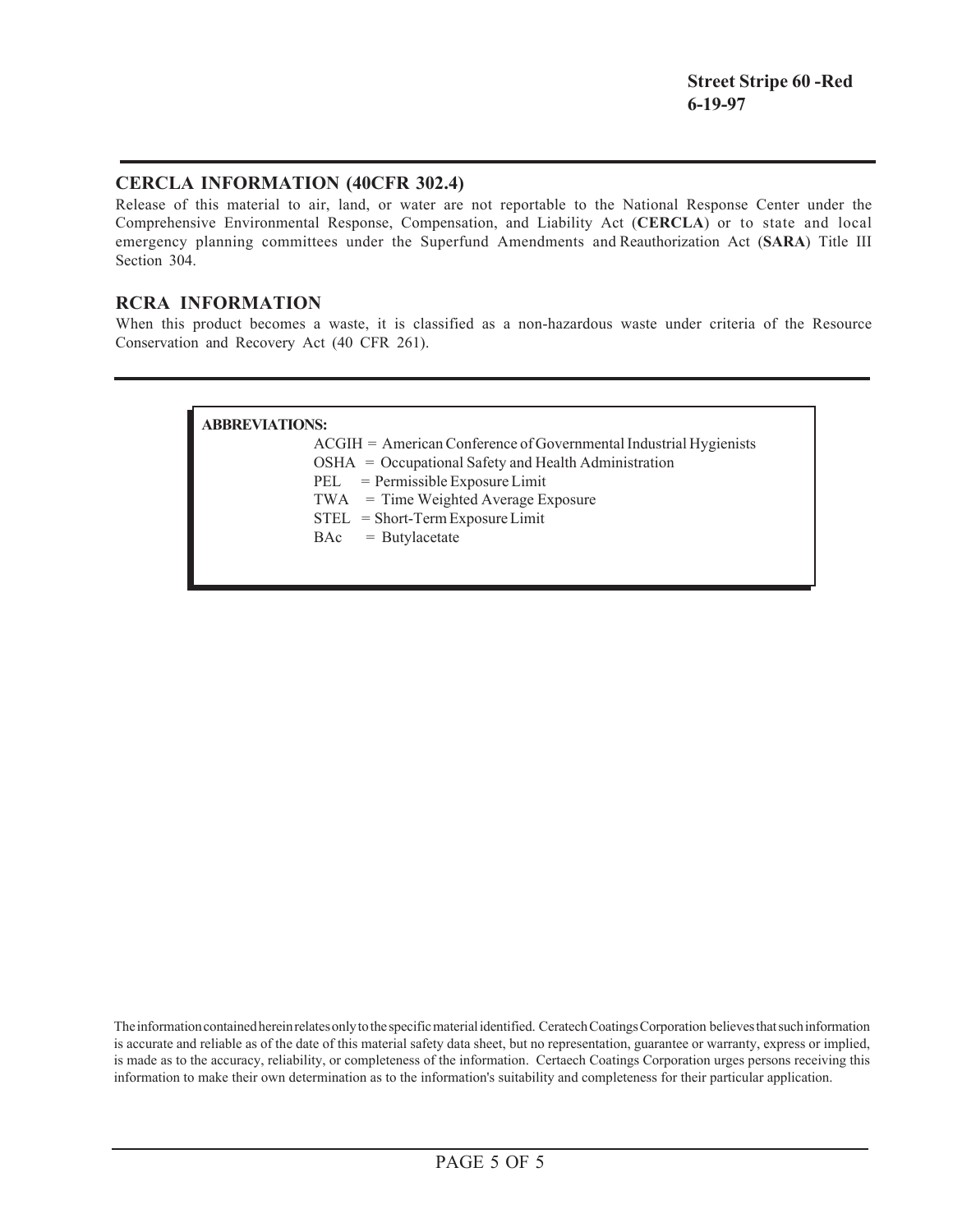## CERCLA INFORMATION (40CFR 302.4)

Release of this material to air, land, or water are not reportable to the National Response Center under the Comprehensive Environmental Response, Compensation, and Liability Act (**CERCLA**) or to state and local emergency planning committees under the Superfund Amendments and Reauthorization Act (**SARA**) Title III Section 304.

## RCRA INFORMATION

When this product becomes a waste, it is classified as a non-hazardous waste under criteria of the Resource Conservation and Recovery Act (40 CFR 261).

**ABBREVIATIONS:**

ACGIH = American Conference of Governmental Industrial Hygienists
OSHA = Occupational Safety and Health Administration
PEL = Permissible Exposure Limit
TWA = Time Weighted Average Exposure
STEL = Short-Term Exposure Limit
BAc = Butylacetate

The information contained herein relates only to the specific material identified. Ceratech Coatings Corporation believes that such information is accurate and reliable as of the date of this material safety data sheet, but no representation, guarantee or warranty, express or implied, is made as to the accuracy, reliability, or completeness of the information. Certaech Coatings Corporation urges persons receiving this information to make their own determination as to the information's suitability and completeness for their particular application.